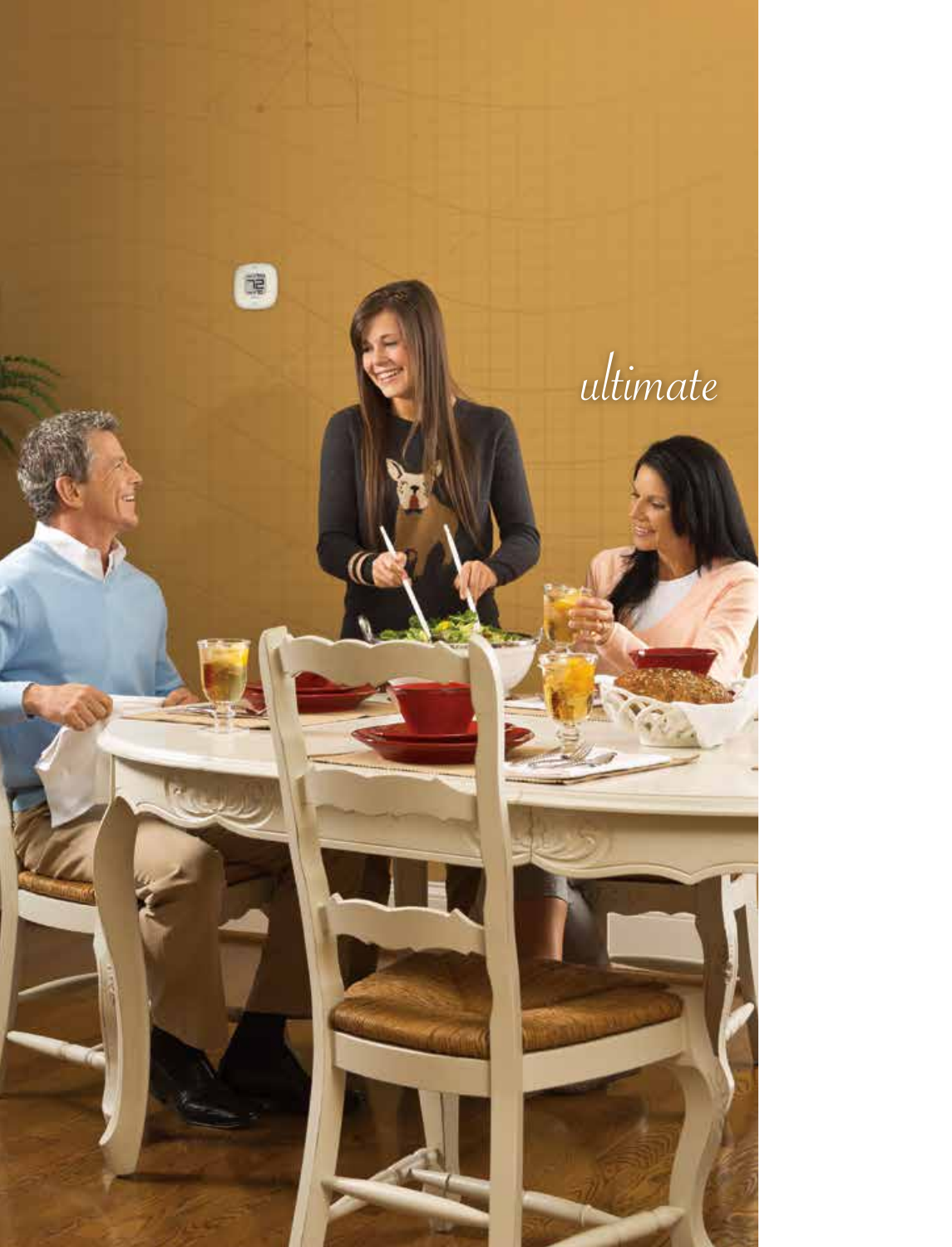*ultimate*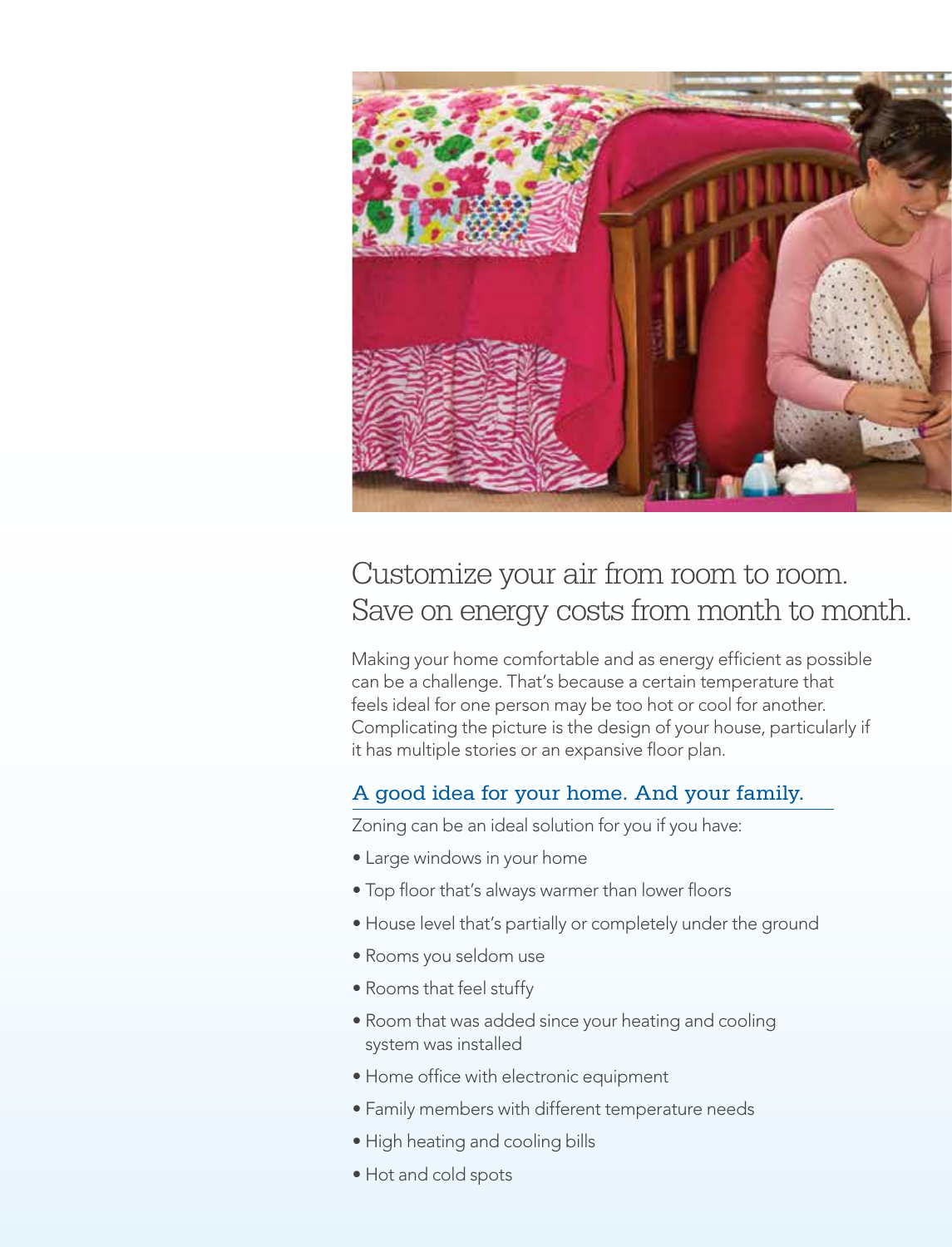# Customize your air from room to room. Save on energy costs from month to month.

Making your home comfortable and as energy efficient as possible can be a challenge. That's because a certain temperature that feels ideal for one person may be too hot or cool for another. Complicating the picture is the design of your house, particularly if it has multiple stories or an expansive floor plan.

## A good idea for your home. And your family.

Zoning can be an ideal solution for you if you have:

- Large windows in your home
- Top floor that's always warmer than lower floors
- House level that's partially or completely under the ground
- Rooms you seldom use
- Rooms that feel stuffy
- Room that was added since your heating and cooling system was installed
- Home office with electronic equipment
- Family members with different temperature needs
- High heating and cooling bills
- Hot and cold spots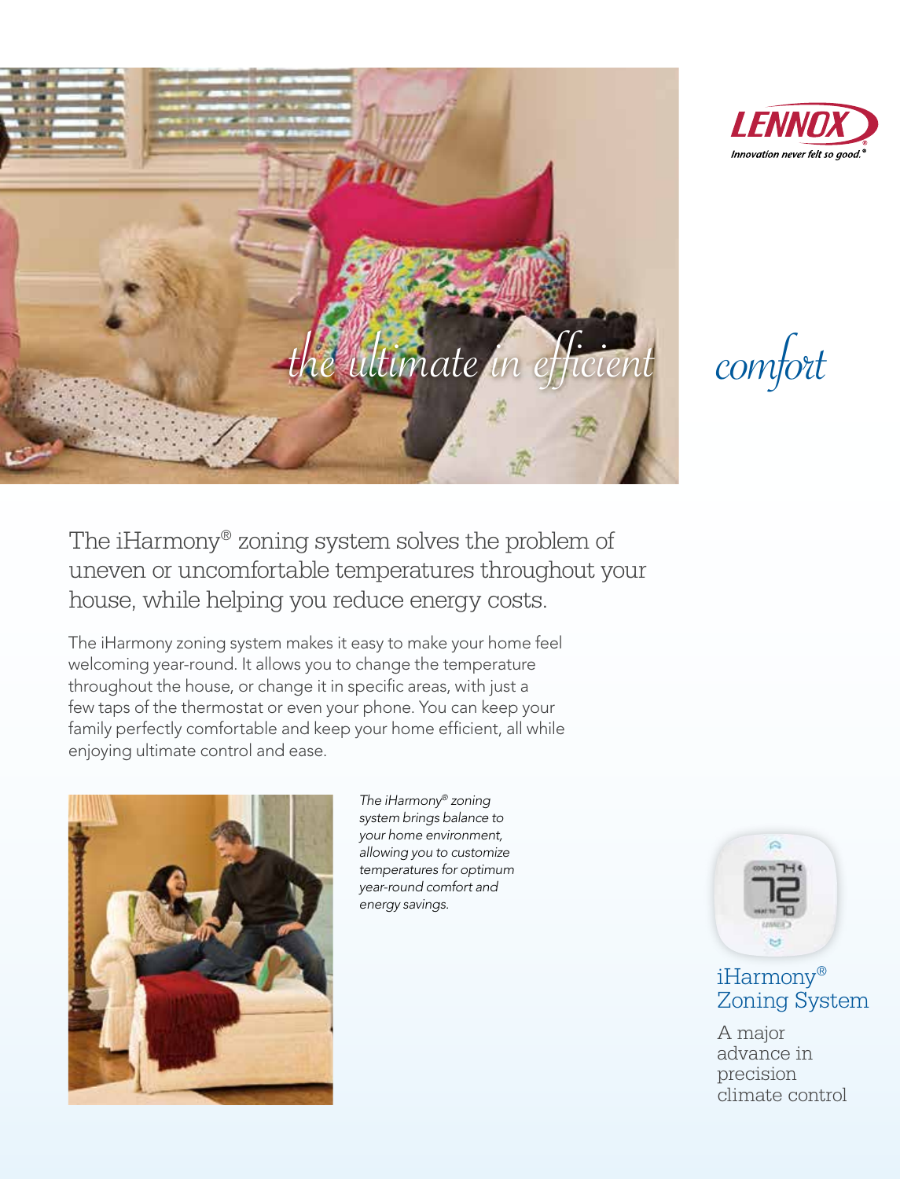LENNOX

*Innovation never felt so good.®*

# *the ultimate in efficient comfort*

The iHarmony® zoning system solves the problem of uneven or uncomfortable temperatures throughout your house, while helping you reduce energy costs.

The iHarmony zoning system makes it easy to make your home feel welcoming year-round. It allows you to change the temperature throughout the house, or change it in specific areas, with just a few taps of the thermostat or even your phone. You can keep your family perfectly comfortable and keep your home efficient, all while enjoying ultimate control and ease.

*The iHarmony® zoning system brings balance to your home environment, allowing you to customize temperatures for optimum year-round comfort and energy savings.*

## iHarmony® Zoning System

A major advance in precision climate control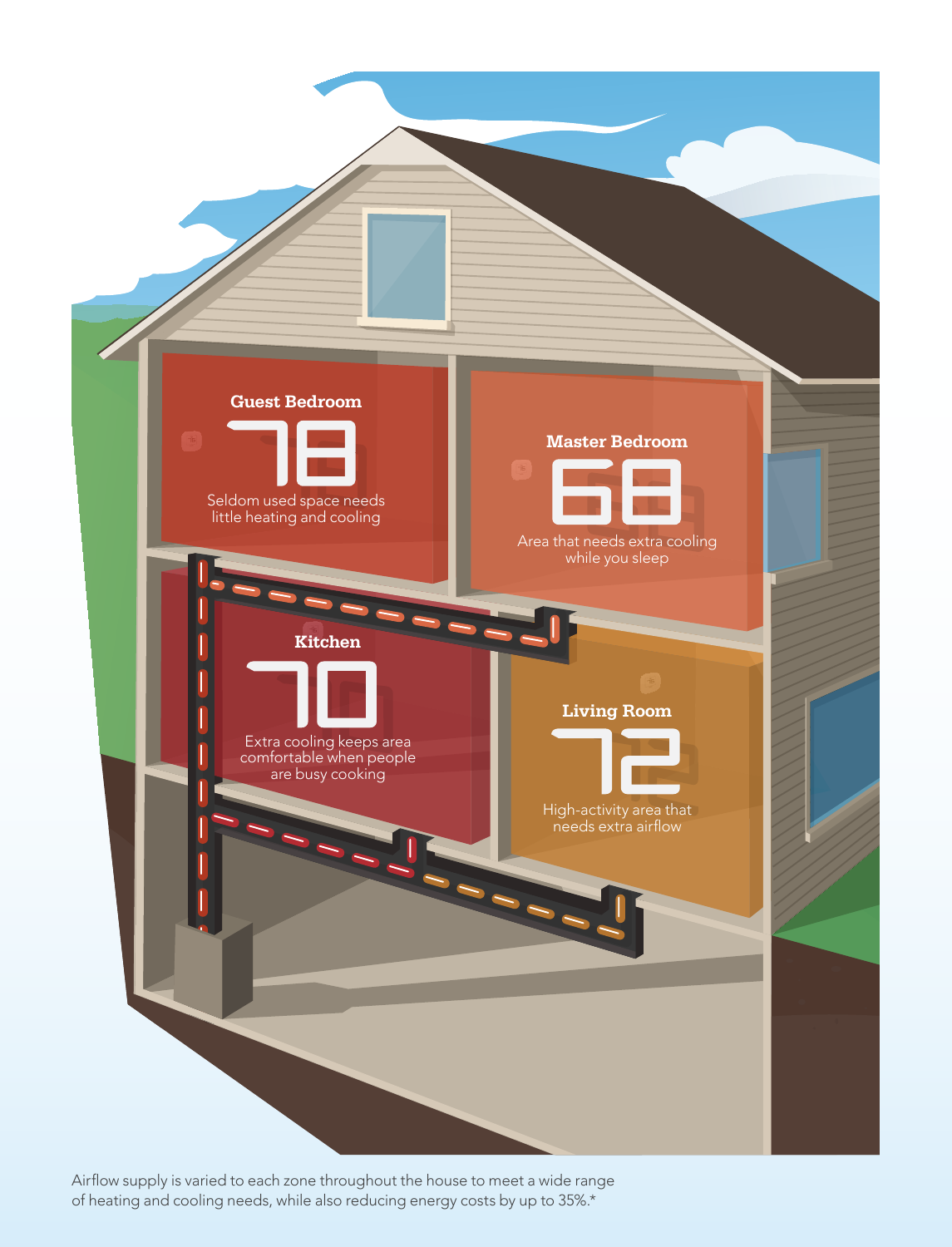**Guest Bedroom**

78

Seldom used space needs little heating and cooling

**Master Bedroom**

68

Area that needs extra cooling while you sleep

**Kitchen**

70

Extra cooling keeps area comfortable when people are busy cooking

**Living Room**

72

High-activity area that needs extra airflow

Airflow supply is varied to each zone throughout the house to meet a wide range of heating and cooling needs, while also reducing energy costs by up to 35%.*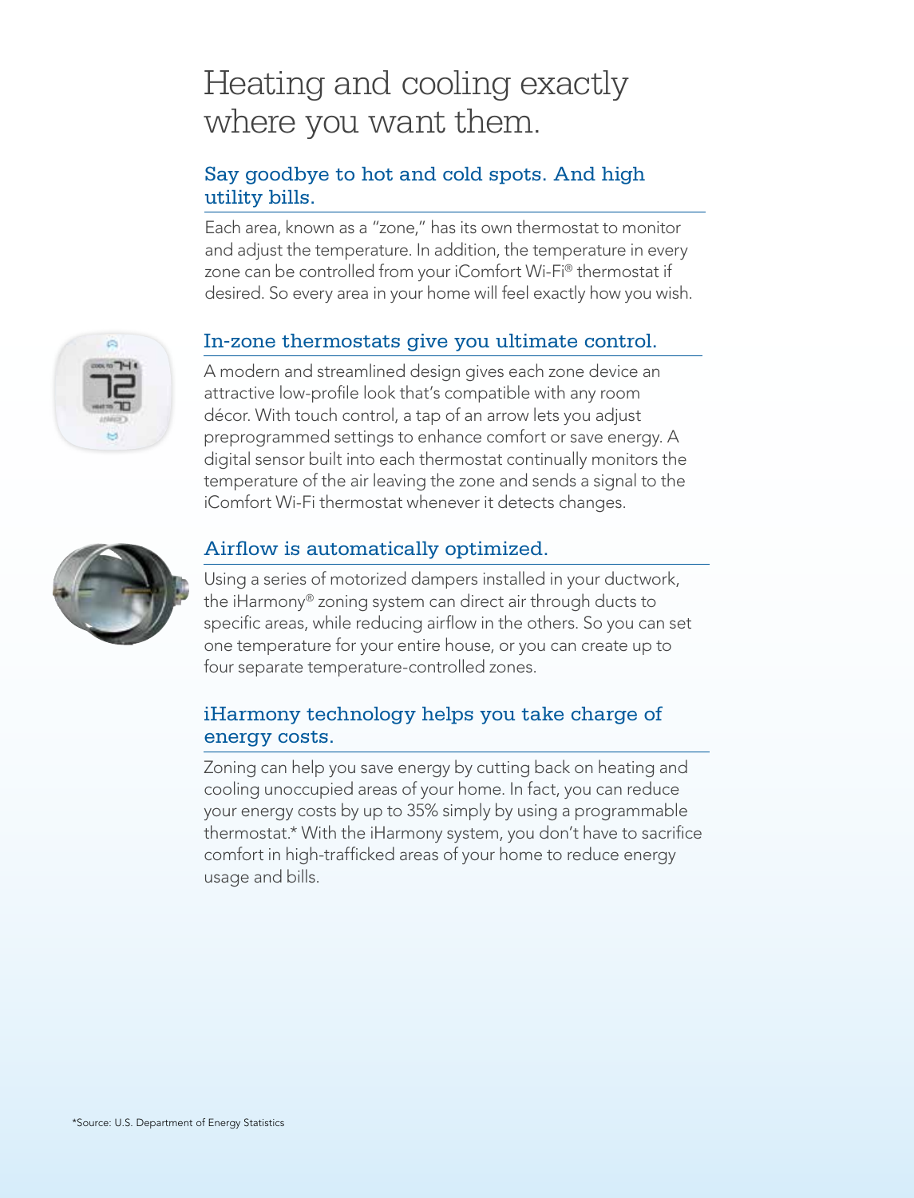# Heating and cooling exactly where you want them.

## Say goodbye to hot and cold spots. And high utility bills.

Each area, known as a "zone," has its own thermostat to monitor and adjust the temperature. In addition, the temperature in every zone can be controlled from your iComfort Wi-Fi® thermostat if desired. So every area in your home will feel exactly how you wish.

## In-zone thermostats give you ultimate control.

A modern and streamlined design gives each zone device an attractive low-profile look that's compatible with any room décor. With touch control, a tap of an arrow lets you adjust preprogrammed settings to enhance comfort or save energy. A digital sensor built into each thermostat continually monitors the temperature of the air leaving the zone and sends a signal to the iComfort Wi-Fi thermostat whenever it detects changes.

## Airflow is automatically optimized.

Using a series of motorized dampers installed in your ductwork, the iHarmony® zoning system can direct air through ducts to specific areas, while reducing airflow in the others. So you can set one temperature for your entire house, or you can create up to four separate temperature-controlled zones.

## iHarmony technology helps you take charge of energy costs.

Zoning can help you save energy by cutting back on heating and cooling unoccupied areas of your home. In fact, you can reduce your energy costs by up to 35% simply by using a programmable thermostat.* With the iHarmony system, you don't have to sacrifice comfort in high-trafficked areas of your home to reduce energy usage and bills.

*Source: U.S. Department of Energy Statistics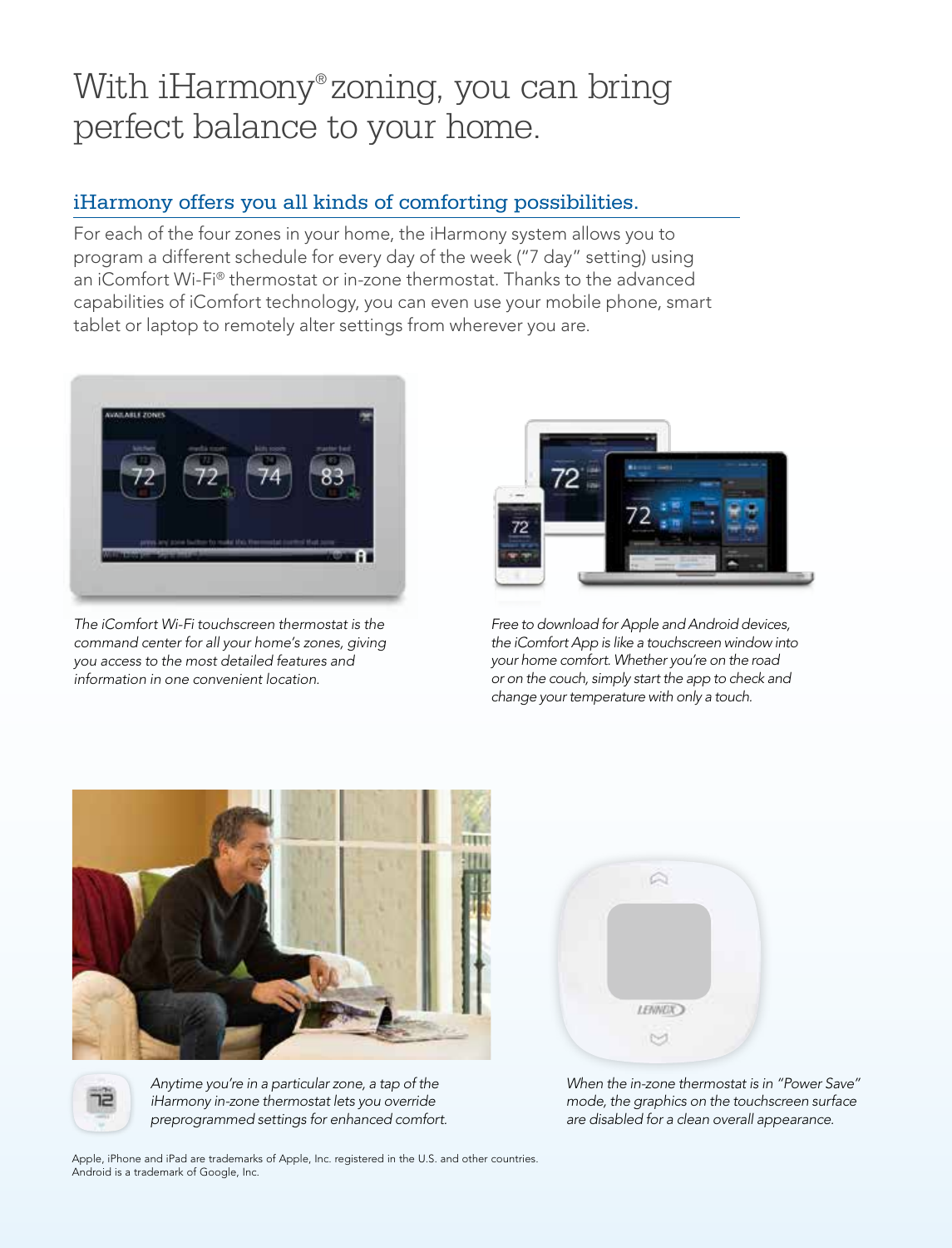# With iHarmony® zoning, you can bring perfect balance to your home.

## iHarmony offers you all kinds of comforting possibilities.

For each of the four zones in your home, the iHarmony system allows you to program a different schedule for every day of the week ("7 day" setting) using an iComfort Wi-Fi® thermostat or in-zone thermostat. Thanks to the advanced capabilities of iComfort technology, you can even use your mobile phone, smart tablet or laptop to remotely alter settings from wherever you are.

*The iComfort Wi-Fi touchscreen thermostat is the command center for all your home's zones, giving you access to the most detailed features and information in one convenient location.*

*Free to download for Apple and Android devices, the iComfort App is like a touchscreen window into your home comfort. Whether you're on the road or on the couch, simply start the app to check and change your temperature with only a touch.*

*Anytime you're in a particular zone, a tap of the iHarmony in-zone thermostat lets you override preprogrammed settings for enhanced comfort.*

*When the in-zone thermostat is in "Power Save" mode, the graphics on the touchscreen surface are disabled for a clean overall appearance.*

Apple, iPhone and iPad are trademarks of Apple, Inc. registered in the U.S. and other countries. Android is a trademark of Google, Inc.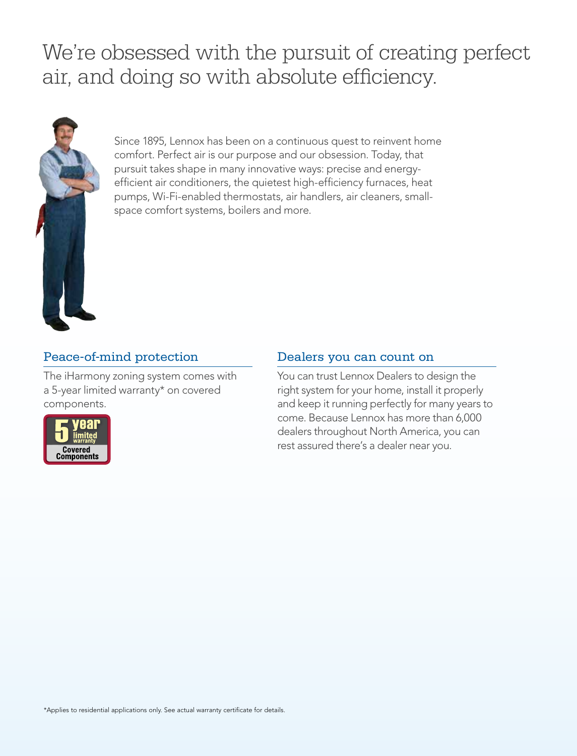# We're obsessed with the pursuit of creating perfect air, and doing so with absolute efficiency.

Since 1895, Lennox has been on a continuous quest to reinvent home comfort. Perfect air is our purpose and our obsession. Today, that pursuit takes shape in many innovative ways: precise and energy-efficient air conditioners, the quietest high-efficiency furnaces, heat pumps, Wi-Fi-enabled thermostats, air handlers, air cleaners, small-space comfort systems, boilers and more.

## Peace-of-mind protection

The iHarmony zoning system comes with a 5-year limited warranty* on covered components.

5 year limited warranty Covered Components

## Dealers you can count on

You can trust Lennox Dealers to design the right system for your home, install it properly and keep it running perfectly for many years to come. Because Lennox has more than 6,000 dealers throughout North America, you can rest assured there's a dealer near you.

*Applies to residential applications only. See actual warranty certificate for details.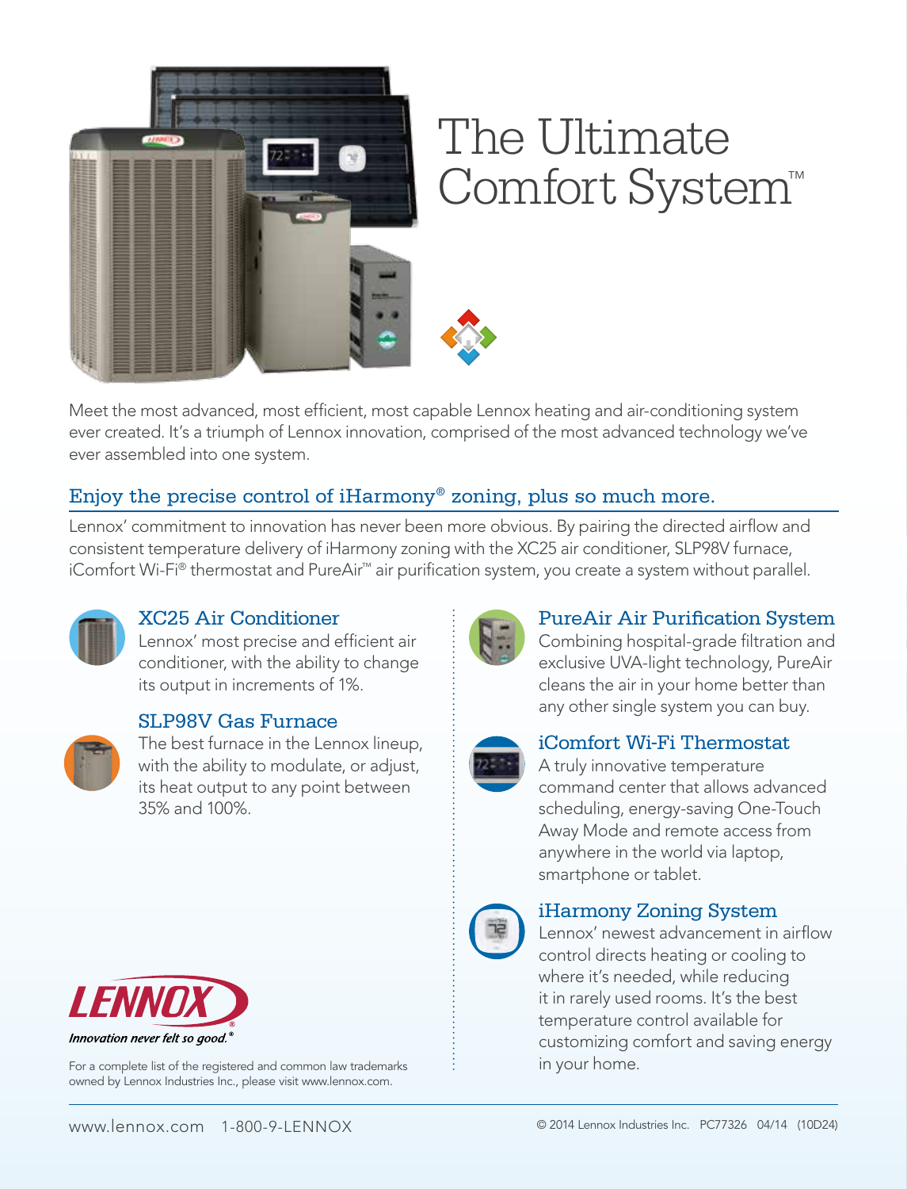# The Ultimate Comfort System™

Meet the most advanced, most efficient, most capable Lennox heating and air-conditioning system ever created. It's a triumph of Lennox innovation, comprised of the most advanced technology we've ever assembled into one system.

## Enjoy the precise control of iHarmony® zoning, plus so much more.

Lennox' commitment to innovation has never been more obvious. By pairing the directed airflow and consistent temperature delivery of iHarmony zoning with the XC25 air conditioner, SLP98V furnace, iComfort Wi-Fi® thermostat and PureAir™ air purification system, you create a system without parallel.

### XC25 Air Conditioner

Lennox' most precise and efficient air conditioner, with the ability to change its output in increments of 1%.

### SLP98V Gas Furnace

The best furnace in the Lennox lineup, with the ability to modulate, or adjust, its heat output to any point between 35% and 100%.

### PureAir Air Purification System

Combining hospital-grade filtration and exclusive UVA-light technology, PureAir cleans the air in your home better than any other single system you can buy.

### iComfort Wi-Fi Thermostat

A truly innovative temperature command center that allows advanced scheduling, energy-saving One-Touch Away Mode and remote access from anywhere in the world via laptop, smartphone or tablet.

### iHarmony Zoning System

Lennox' newest advancement in airflow control directs heating or cooling to where it's needed, while reducing it in rarely used rooms. It's the best temperature control available for customizing comfort and saving energy in your home.

LENNOX®

*Innovation never felt so good.*®

For a complete list of the registered and common law trademarks owned by Lennox Industries Inc., please visit www.lennox.com.

www.lennox.com 1-800-9-LENNOX

© 2014 Lennox Industries Inc. PC77326 04/14 (10D24)